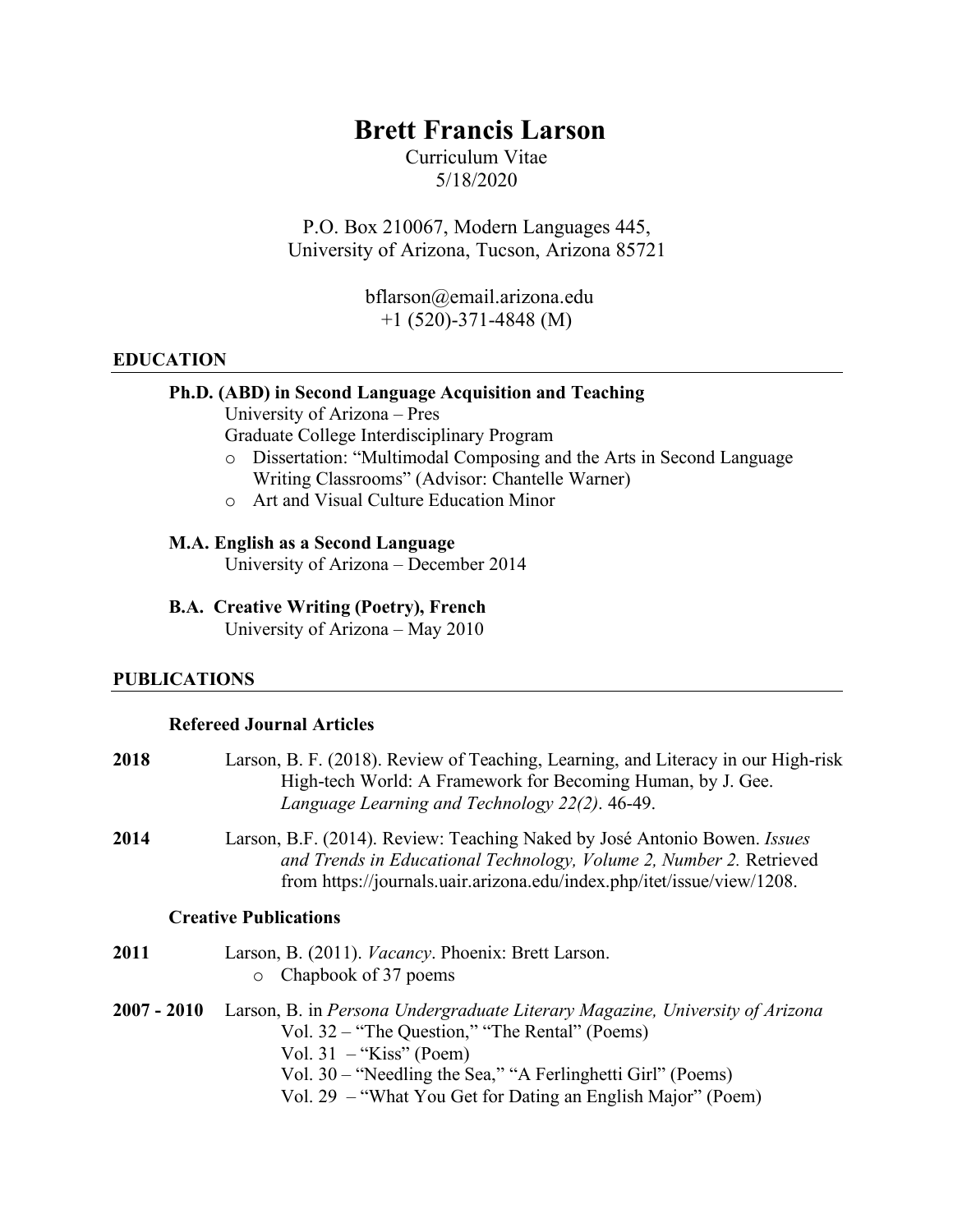# Brett Francis Larson

Curriculum Vitae
5/18/2020

P.O. Box 210067, Modern Languages 445,
University of Arizona, Tucson, Arizona 85721

bflarson@email.arizona.edu
+1 (520)-371-4848 (M)

## EDUCATION

**Ph.D. (ABD) in Second Language Acquisition and Teaching**
University of Arizona – Pres
Graduate College Interdisciplinary Program

- Dissertation: "Multimodal Composing and the Arts in Second Language Writing Classrooms" (Advisor: Chantelle Warner)
- Art and Visual Culture Education Minor

**M.A. English as a Second Language**
University of Arizona – December 2014

**B.A. Creative Writing (Poetry), French**
University of Arizona – May 2010

## PUBLICATIONS

### Refereed Journal Articles

**2018** Larson, B. F. (2018). Review of Teaching, Learning, and Literacy in our High-risk High-tech World: A Framework for Becoming Human, by J. Gee. *Language Learning and Technology 22(2)*. 46-49.

**2014** Larson, B.F. (2014). Review: Teaching Naked by José Antonio Bowen. *Issues and Trends in Educational Technology, Volume 2, Number 2.* Retrieved from https://journals.uair.arizona.edu/index.php/itet/issue/view/1208.

### Creative Publications

**2011** Larson, B. (2011). *Vacancy*. Phoenix: Brett Larson.

- Chapbook of 37 poems

**2007 - 2010** Larson, B. in *Persona Undergraduate Literary Magazine, University of Arizona*
Vol. 32 – "The Question," "The Rental" (Poems)
Vol. 31 – "Kiss" (Poem)
Vol. 30 – "Needling the Sea," "A Ferlinghetti Girl" (Poems)
Vol. 29 – "What You Get for Dating an English Major" (Poem)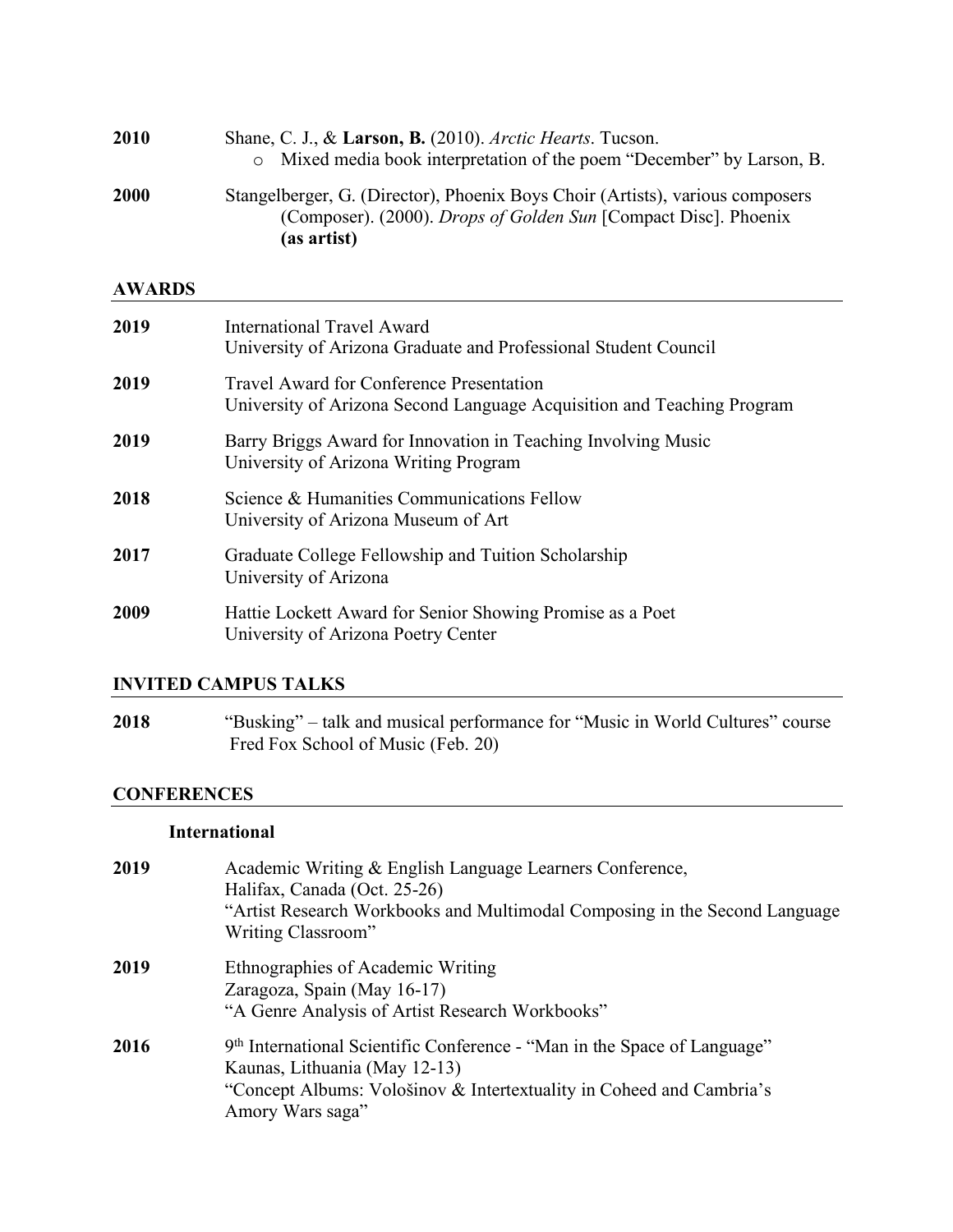**2010** Shane, C. J., & **Larson, B.** (2010). *Arctic Hearts*. Tucson.

- Mixed media book interpretation of the poem "December" by Larson, B.

**2000** Stangelberger, G. (Director), Phoenix Boys Choir (Artists), various composers (Composer). (2000). *Drops of Golden Sun* [Compact Disc]. Phoenix **(as artist)**

## AWARDS

**2019** International Travel Award
University of Arizona Graduate and Professional Student Council

**2019** Travel Award for Conference Presentation
University of Arizona Second Language Acquisition and Teaching Program

**2019** Barry Briggs Award for Innovation in Teaching Involving Music
University of Arizona Writing Program

**2018** Science & Humanities Communications Fellow
University of Arizona Museum of Art

**2017** Graduate College Fellowship and Tuition Scholarship
University of Arizona

**2009** Hattie Lockett Award for Senior Showing Promise as a Poet
University of Arizona Poetry Center

## INVITED CAMPUS TALKS

**2018** "Busking" – talk and musical performance for "Music in World Cultures" course
Fred Fox School of Music (Feb. 20)

## CONFERENCES

### International

**2019** Academic Writing & English Language Learners Conference,
Halifax, Canada (Oct. 25-26)
"Artist Research Workbooks and Multimodal Composing in the Second Language Writing Classroom"

**2019** Ethnographies of Academic Writing
Zaragoza, Spain (May 16-17)
"A Genre Analysis of Artist Research Workbooks"

**2016** 9th International Scientific Conference - "Man in the Space of Language"
Kaunas, Lithuania (May 12-13)
"Concept Albums: Vološinov & Intertextuality in Coheed and Cambria's Amory Wars saga"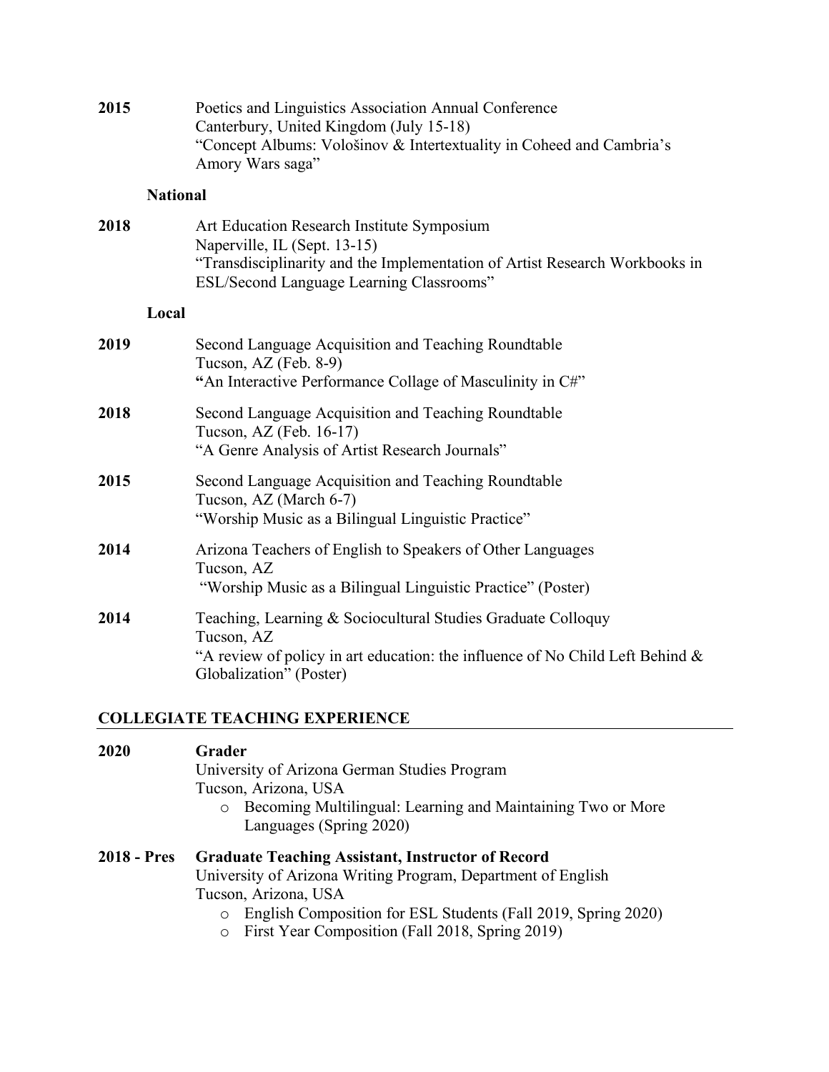**2015** Poetics and Linguistics Association Annual Conference
Canterbury, United Kingdom (July 15-18)
"Concept Albums: Vološinov & Intertextuality in Coheed and Cambria's Amory Wars saga"

**National**

**2018** Art Education Research Institute Symposium
Naperville, IL (Sept. 13-15)
"Transdisciplinarity and the Implementation of Artist Research Workbooks in ESL/Second Language Learning Classrooms"

**Local**

**2019** Second Language Acquisition and Teaching Roundtable
Tucson, AZ (Feb. 8-9)
"An Interactive Performance Collage of Masculinity in C#"

**2018** Second Language Acquisition and Teaching Roundtable
Tucson, AZ (Feb. 16-17)
"A Genre Analysis of Artist Research Journals"

**2015** Second Language Acquisition and Teaching Roundtable
Tucson, AZ (March 6-7)
"Worship Music as a Bilingual Linguistic Practice"

**2014** Arizona Teachers of English to Speakers of Other Languages
Tucson, AZ
"Worship Music as a Bilingual Linguistic Practice" (Poster)

**2014** Teaching, Learning & Sociocultural Studies Graduate Colloquy
Tucson, AZ
"A review of policy in art education: the influence of No Child Left Behind & Globalization" (Poster)

## COLLEGIATE TEACHING EXPERIENCE

**2020** **Grader**
University of Arizona German Studies Program
Tucson, Arizona, USA

- Becoming Multilingual: Learning and Maintaining Two or More Languages (Spring 2020)

**2018 - Pres** **Graduate Teaching Assistant, Instructor of Record**
University of Arizona Writing Program, Department of English
Tucson, Arizona, USA

- English Composition for ESL Students (Fall 2019, Spring 2020)
- First Year Composition (Fall 2018, Spring 2019)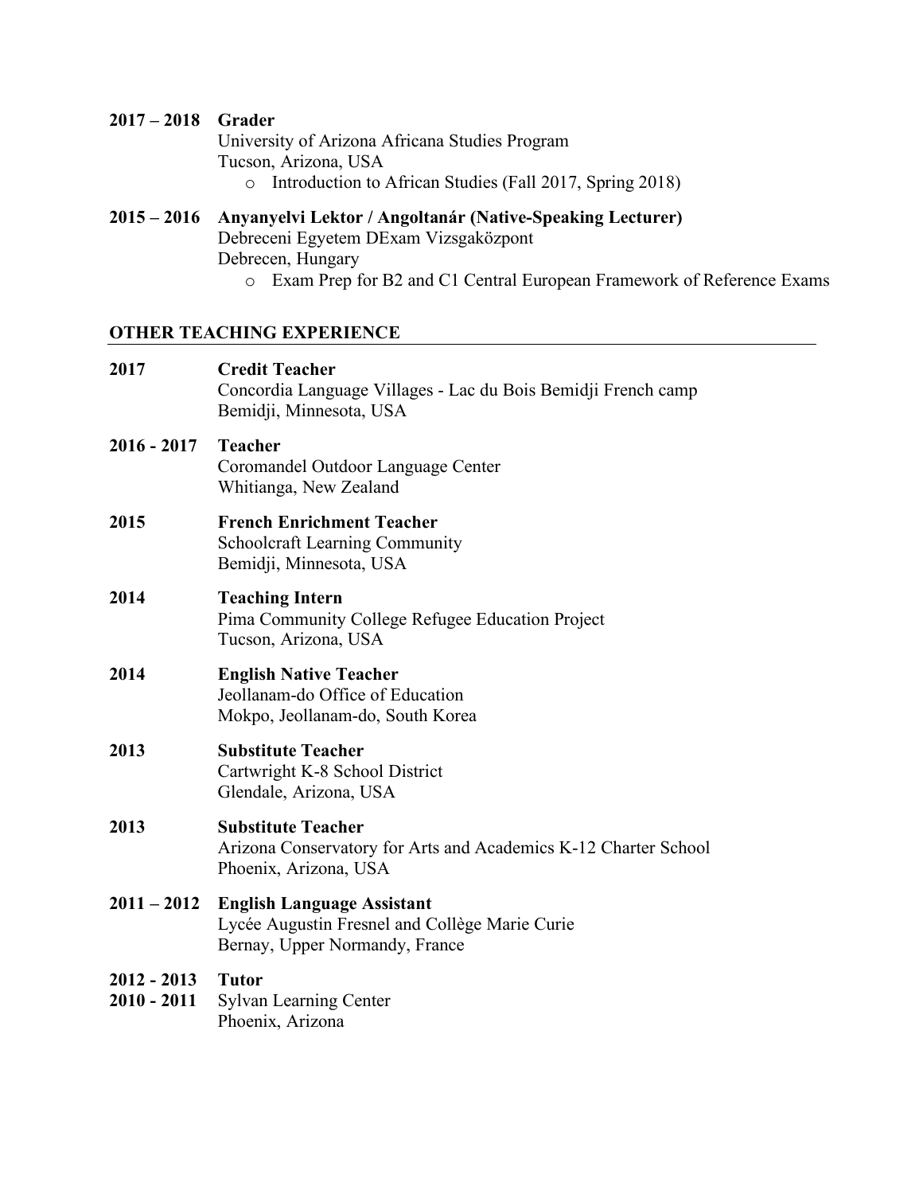**2017 – 2018** **Grader**
University of Arizona Africana Studies Program
Tucson, Arizona, USA

- Introduction to African Studies (Fall 2017, Spring 2018)

**2015 – 2016** **Anyanyelvi Lektor / Angoltanár (Native-Speaking Lecturer)**
Debreceni Egyetem DExam Vizsgaközpont
Debrecen, Hungary

- Exam Prep for B2 and C1 Central European Framework of Reference Exams

## OTHER TEACHING EXPERIENCE

**2017** **Credit Teacher**
Concordia Language Villages - Lac du Bois Bemidji French camp
Bemidji, Minnesota, USA

**2016 - 2017** **Teacher**
Coromandel Outdoor Language Center
Whitianga, New Zealand

**2015** **French Enrichment Teacher**
Schoolcraft Learning Community
Bemidji, Minnesota, USA

**2014** **Teaching Intern**
Pima Community College Refugee Education Project
Tucson, Arizona, USA

**2014** **English Native Teacher**
Jeollanam-do Office of Education
Mokpo, Jeollanam-do, South Korea

**2013** **Substitute Teacher**
Cartwright K-8 School District
Glendale, Arizona, USA

**2013** **Substitute Teacher**
Arizona Conservatory for Arts and Academics K-12 Charter School
Phoenix, Arizona, USA

**2011 – 2012** **English Language Assistant**
Lycée Augustin Fresnel and Collège Marie Curie
Bernay, Upper Normandy, France

**2012 - 2013**
**2010 - 2011** **Tutor**
Sylvan Learning Center
Phoenix, Arizona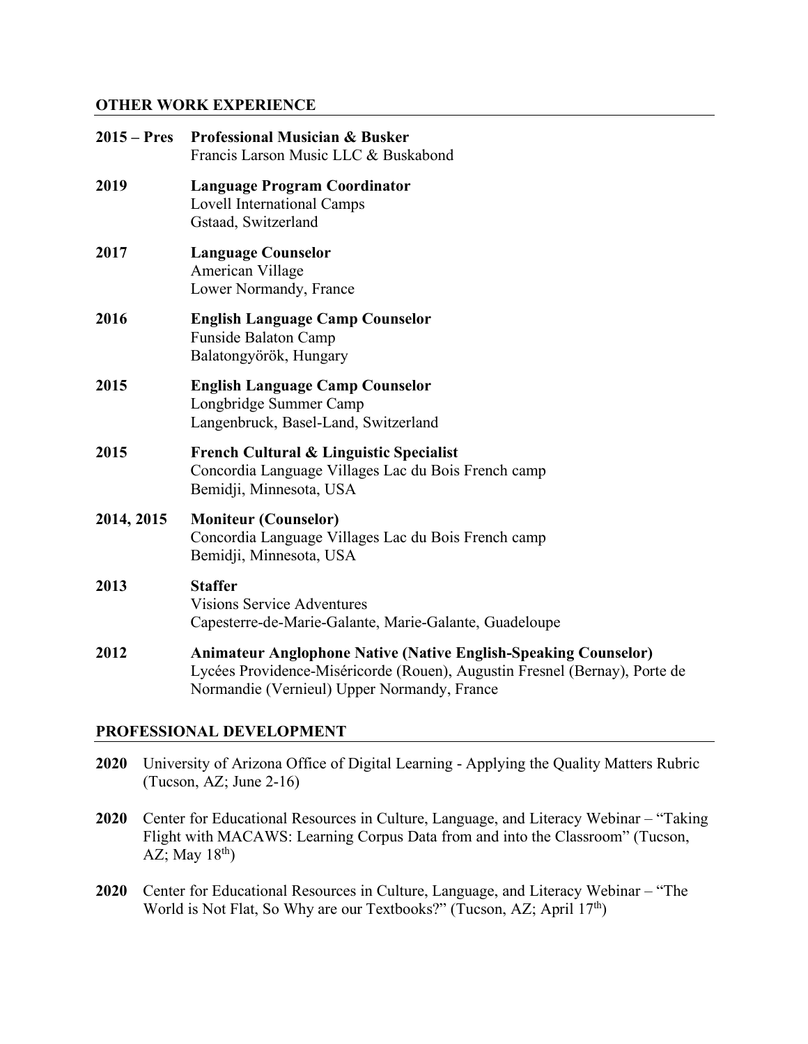## OTHER WORK EXPERIENCE

**2015 – Pres** **Professional Musician & Busker**
Francis Larson Music LLC & Buskabond

**2019** **Language Program Coordinator**
Lovell International Camps
Gstaad, Switzerland

**2017** **Language Counselor**
American Village
Lower Normandy, France

**2016** **English Language Camp Counselor**
Funside Balaton Camp
Balatongyörök, Hungary

**2015** **English Language Camp Counselor**
Longbridge Summer Camp
Langenbruck, Basel-Land, Switzerland

**2015** **French Cultural & Linguistic Specialist**
Concordia Language Villages Lac du Bois French camp
Bemidji, Minnesota, USA

**2014, 2015** **Moniteur (Counselor)**
Concordia Language Villages Lac du Bois French camp
Bemidji, Minnesota, USA

**2013** **Staffer**
Visions Service Adventures
Capesterre-de-Marie-Galante, Marie-Galante, Guadeloupe

**2012** **Animateur Anglophone Native (Native English-Speaking Counselor)**
Lycées Providence-Miséricorde (Rouen), Augustin Fresnel (Bernay), Porte de Normandie (Vernieul) Upper Normandy, France

## PROFESSIONAL DEVELOPMENT

**2020** University of Arizona Office of Digital Learning - Applying the Quality Matters Rubric (Tucson, AZ; June 2-16)

**2020** Center for Educational Resources in Culture, Language, and Literacy Webinar – "Taking Flight with MACAWS: Learning Corpus Data from and into the Classroom" (Tucson, AZ; May 18th)

**2020** Center for Educational Resources in Culture, Language, and Literacy Webinar – "The World is Not Flat, So Why are our Textbooks?" (Tucson, AZ; April 17th)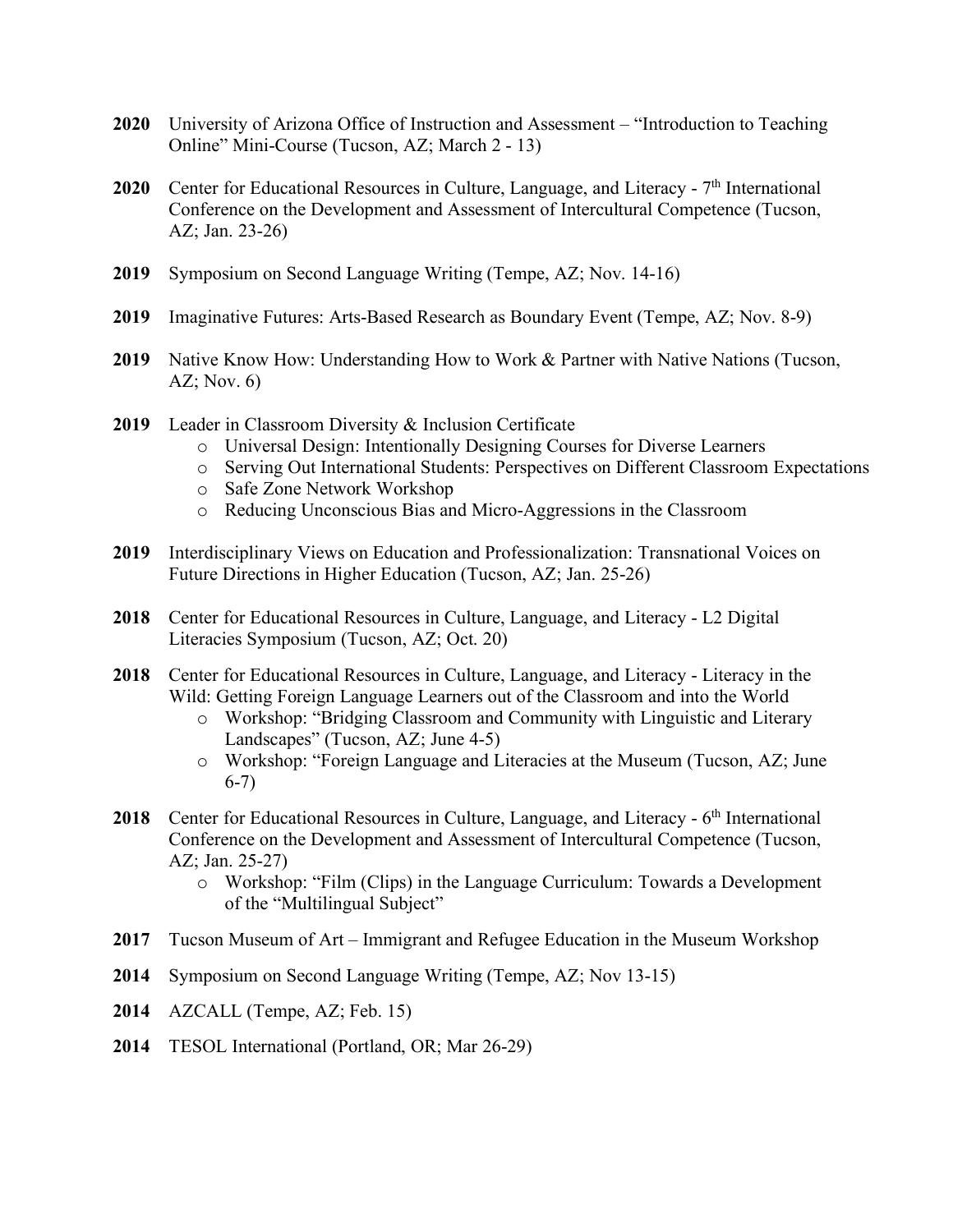**2020** University of Arizona Office of Instruction and Assessment – "Introduction to Teaching Online" Mini-Course (Tucson, AZ; March 2 - 13)

**2020** Center for Educational Resources in Culture, Language, and Literacy - 7th International Conference on the Development and Assessment of Intercultural Competence (Tucson, AZ; Jan. 23-26)

**2019** Symposium on Second Language Writing (Tempe, AZ; Nov. 14-16)

**2019** Imaginative Futures: Arts-Based Research as Boundary Event (Tempe, AZ; Nov. 8-9)

**2019** Native Know How: Understanding How to Work & Partner with Native Nations (Tucson, AZ; Nov. 6)

**2019** Leader in Classroom Diversity & Inclusion Certificate

- Universal Design: Intentionally Designing Courses for Diverse Learners
- Serving Out International Students: Perspectives on Different Classroom Expectations
- Safe Zone Network Workshop
- Reducing Unconscious Bias and Micro-Aggressions in the Classroom

**2019** Interdisciplinary Views on Education and Professionalization: Transnational Voices on Future Directions in Higher Education (Tucson, AZ; Jan. 25-26)

**2018** Center for Educational Resources in Culture, Language, and Literacy - L2 Digital Literacies Symposium (Tucson, AZ; Oct. 20)

**2018** Center for Educational Resources in Culture, Language, and Literacy - Literacy in the Wild: Getting Foreign Language Learners out of the Classroom and into the World

- Workshop: "Bridging Classroom and Community with Linguistic and Literary Landscapes" (Tucson, AZ; June 4-5)
- Workshop: "Foreign Language and Literacies at the Museum (Tucson, AZ; June 6-7)

**2018** Center for Educational Resources in Culture, Language, and Literacy - 6th International Conference on the Development and Assessment of Intercultural Competence (Tucson, AZ; Jan. 25-27)

- Workshop: "Film (Clips) in the Language Curriculum: Towards a Development of the "Multilingual Subject"

**2017** Tucson Museum of Art – Immigrant and Refugee Education in the Museum Workshop

**2014** Symposium on Second Language Writing (Tempe, AZ; Nov 13-15)

**2014** AZCALL (Tempe, AZ; Feb. 15)

**2014** TESOL International (Portland, OR; Mar 26-29)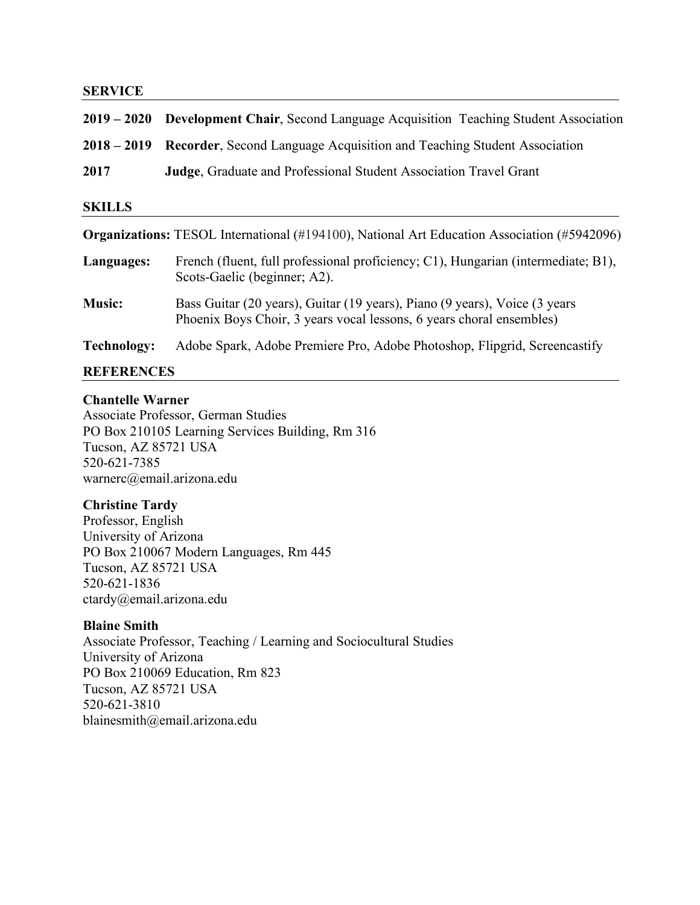## SERVICE

**2019 – 2020** **Development Chair**, Second Language Acquisition Teaching Student Association

**2018 – 2019** **Recorder**, Second Language Acquisition and Teaching Student Association

**2017** **Judge**, Graduate and Professional Student Association Travel Grant

## SKILLS

**Organizations:** TESOL International (#194100), National Art Education Association (#5942096)

**Languages:** French (fluent, full professional proficiency; C1), Hungarian (intermediate; B1), Scots-Gaelic (beginner; A2).

**Music:** Bass Guitar (20 years), Guitar (19 years), Piano (9 years), Voice (3 years Phoenix Boys Choir, 3 years vocal lessons, 6 years choral ensembles)

**Technology:** Adobe Spark, Adobe Premiere Pro, Adobe Photoshop, Flipgrid, Screencastify

## REFERENCES

**Chantelle Warner**
Associate Professor, German Studies
PO Box 210105 Learning Services Building, Rm 316
Tucson, AZ 85721 USA
520-621-7385
warnerc@email.arizona.edu

**Christine Tardy**
Professor, English
University of Arizona
PO Box 210067 Modern Languages, Rm 445
Tucson, AZ 85721 USA
520-621-1836
ctardy@email.arizona.edu

**Blaine Smith**
Associate Professor, Teaching / Learning and Sociocultural Studies
University of Arizona
PO Box 210069 Education, Rm 823
Tucson, AZ 85721 USA
520-621-3810
blainesmith@email.arizona.edu